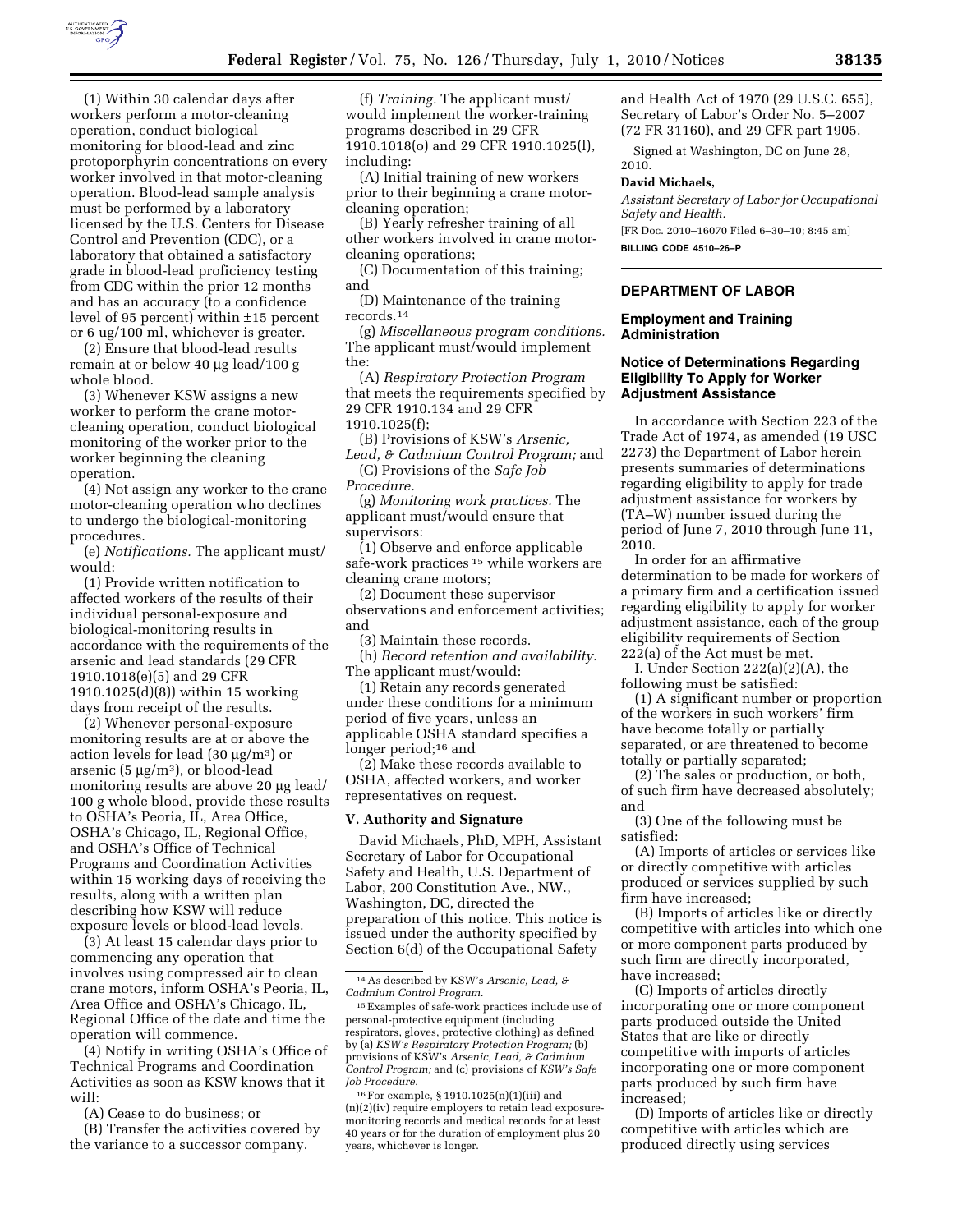(1) Within 30 calendar days after workers perform a motor-cleaning operation, conduct biological monitoring for blood-lead and zinc protoporphyrin concentrations on every worker involved in that motor-cleaning operation. Blood-lead sample analysis must be performed by a laboratory licensed by the U.S. Centers for Disease Control and Prevention (CDC), or a laboratory that obtained a satisfactory grade in blood-lead proficiency testing from CDC within the prior 12 months and has an accuracy (to a confidence level of 95 percent) within ±15 percent or 6 ug/100 ml, whichever is greater.

(2) Ensure that blood-lead results remain at or below 40 μg lead/100 g whole blood.

(3) Whenever KSW assigns a new worker to perform the crane motor-cleaning operation, conduct biological monitoring of the worker prior to the worker beginning the cleaning operation.

(4) Not assign any worker to the crane motor-cleaning operation who declines to undergo the biological-monitoring procedures.

(e) *Notifications.* The applicant must/would:

(1) Provide written notification to affected workers of the results of their individual personal-exposure and biological-monitoring results in accordance with the requirements of the arsenic and lead standards (29 CFR 1910.1018(e)(5) and 29 CFR 1910.1025(d)(8)) within 15 working days from receipt of the results.

(2) Whenever personal-exposure monitoring results are at or above the action levels for lead (30 μg/m$^3$) or arsenic (5 μg/m$^3$), or blood-lead monitoring results are above 20 μg lead/100 g whole blood, provide these results to OSHA's Peoria, IL, Area Office, OSHA's Chicago, IL, Regional Office, and OSHA's Office of Technical Programs and Coordination Activities within 15 working days of receiving the results, along with a written plan describing how KSW will reduce exposure levels or blood-lead levels.

(3) At least 15 calendar days prior to commencing any operation that involves using compressed air to clean crane motors, inform OSHA's Peoria, IL, Area Office and OSHA's Chicago, IL, Regional Office of the date and time the operation will commence.

(4) Notify in writing OSHA's Office of Technical Programs and Coordination Activities as soon as KSW knows that it will:

(A) Cease to do business; or

(B) Transfer the activities covered by the variance to a successor company.

(f) *Training.* The applicant must/would implement the worker-training programs described in 29 CFR 1910.1018(o) and 29 CFR 1910.1025(l), including:

(A) Initial training of new workers prior to their beginning a crane motor-cleaning operation;

(B) Yearly refresher training of all other workers involved in crane motor-cleaning operations;

(C) Documentation of this training; and

(D) Maintenance of the training records.[14]

(g) *Miscellaneous program conditions.* The applicant must/would implement the:

(A) *Respiratory Protection Program* that meets the requirements specified by 29 CFR 1910.134 and 29 CFR 1910.1025(f);

(B) Provisions of KSW's *Arsenic, Lead, & Cadmium Control Program;* and

(C) Provisions of the *Safe Job Procedure.*

(g) *Monitoring work practices.* The applicant must/would ensure that supervisors:

(1) Observe and enforce applicable safe-work practices [15] while workers are cleaning crane motors;

(2) Document these supervisor observations and enforcement activities; and

(3) Maintain these records.

(h) *Record retention and availability.* The applicant must/would:

(1) Retain any records generated under these conditions for a minimum period of five years, unless an applicable OSHA standard specifies a longer period;[16] and

(2) Make these records available to OSHA, affected workers, and worker representatives on request.

## V. Authority and Signature

David Michaels, PhD, MPH, Assistant Secretary of Labor for Occupational Safety and Health, U.S. Department of Labor, 200 Constitution Ave., NW., Washington, DC, directed the preparation of this notice. This notice is issued under the authority specified by Section 6(d) of the Occupational Safety and Health Act of 1970 (29 U.S.C. 655), Secretary of Labor's Order No. 5–2007 (72 FR 31160), and 29 CFR part 1905.

Signed at Washington, DC on June 28, 2010.

**David Michaels,**

*Assistant Secretary of Labor for Occupational Safety and Health.*

[FR Doc. 2010–16070 Filed 6–30–10; 8:45 am]

**BILLING CODE 4510–26–P**

---

[14] As described by KSW's *Arsenic, Lead, & Cadmium Control Program.*

[15] Examples of safe-work practices include use of personal-protective equipment (including respirators, gloves, protective clothing) as defined by (a) *KSW's Respiratory Protection Program;* (b) provisions of KSW's *Arsenic, Lead, & Cadmium Control Program;* and (c) provisions of *KSW's Safe Job Procedure.*

[16] For example, § 1910.1025(n)(1)(iii) and (n)(2)(iv) require employers to retain lead exposure-monitoring records and medical records for at least 40 years or for the duration of employment plus 20 years, whichever is longer.

---

# DEPARTMENT OF LABOR

## Employment and Training Administration

### Notice of Determinations Regarding Eligibility To Apply for Worker Adjustment Assistance

In accordance with Section 223 of the Trade Act of 1974, as amended (19 USC 2273) the Department of Labor herein presents summaries of determinations regarding eligibility to apply for trade adjustment assistance for workers by (TA–W) number issued during the period of June 7, 2010 through June 11, 2010.

In order for an affirmative determination to be made for workers of a primary firm and a certification issued regarding eligibility to apply for worker adjustment assistance, each of the group eligibility requirements of Section 222(a) of the Act must be met.

I. Under Section 222(a)(2)(A), the following must be satisfied:

(1) A significant number or proportion of the workers in such workers' firm have become totally or partially separated, or are threatened to become totally or partially separated;

(2) The sales or production, or both, of such firm have decreased absolutely; and

(3) One of the following must be satisfied:

(A) Imports of articles or services like or directly competitive with articles produced or services supplied by such firm have increased;

(B) Imports of articles like or directly competitive with articles into which one or more component parts produced by such firm are directly incorporated, have increased;

(C) Imports of articles directly incorporating one or more component parts produced outside the United States that are like or directly competitive with imports of articles incorporating one or more component parts produced by such firm have increased;

(D) Imports of articles like or directly competitive with articles which are produced directly using services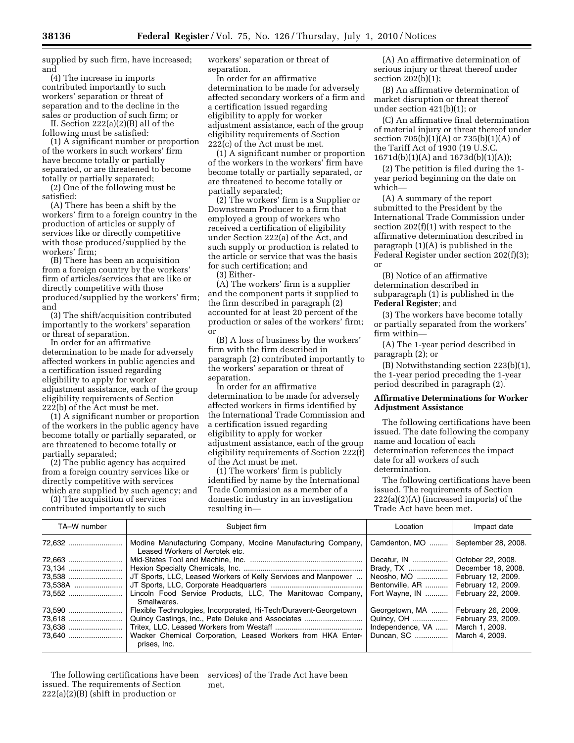supplied by such firm, have increased; and

(4) The increase in imports contributed importantly to such workers' separation or threat of separation and to the decline in the sales or production of such firm; or

II. Section 222(a)(2)(B) all of the following must be satisfied:

(1) A significant number or proportion of the workers in such workers' firm have become totally or partially separated, or are threatened to become totally or partially separated;

(2) One of the following must be satisfied:

(A) There has been a shift by the workers' firm to a foreign country in the production of articles or supply of services like or directly competitive with those produced/supplied by the workers' firm;

(B) There has been an acquisition from a foreign country by the workers' firm of articles/services that are like or directly competitive with those produced/supplied by the workers' firm; and

(3) The shift/acquisition contributed importantly to the workers' separation or threat of separation.

In order for an affirmative determination to be made for adversely affected workers in public agencies and a certification issued regarding eligibility to apply for worker adjustment assistance, each of the group eligibility requirements of Section 222(b) of the Act must be met.

(1) A significant number or proportion of the workers in the public agency have become totally or partially separated, or are threatened to become totally or partially separated;

(2) The public agency has acquired from a foreign country services like or directly competitive with services which are supplied by such agency; and

(3) The acquisition of services contributed importantly to such workers' separation or threat of separation.

In order for an affirmative determination to be made for adversely affected secondary workers of a firm and a certification issued regarding eligibility to apply for worker adjustment assistance, each of the group eligibility requirements of Section 222(c) of the Act must be met.

(1) A significant number or proportion of the workers in the workers' firm have become totally or partially separated, or are threatened to become totally or partially separated;

(2) The workers' firm is a Supplier or Downstream Producer to a firm that employed a group of workers who received a certification of eligibility under Section 222(a) of the Act, and such supply or production is related to the article or service that was the basis for such certification; and

(3) Either-

(A) The workers' firm is a supplier and the component parts it supplied to the firm described in paragraph (2) accounted for at least 20 percent of the production or sales of the workers' firm; or

(B) A loss of business by the workers' firm with the firm described in paragraph (2) contributed importantly to the workers' separation or threat of separation.

In order for an affirmative determination to be made for adversely affected workers in firms identified by the International Trade Commission and a certification issued regarding eligibility to apply for worker adjustment assistance, each of the group eligibility requirements of Section 222(f) of the Act must be met.

(1) The workers' firm is publicly identified by name by the International Trade Commission as a member of a domestic industry in an investigation resulting in—

(A) An affirmative determination of serious injury or threat thereof under section 202(b)(1);

(B) An affirmative determination of market disruption or threat thereof under section 421(b)(1); or

(C) An affirmative final determination of material injury or threat thereof under section 705(b)(1)(A) or 735(b)(1)(A) of the Tariff Act of 1930 (19 U.S.C. 1671d(b)(1)(A) and 1673d(b)(1)(A));

(2) The petition is filed during the 1-year period beginning on the date on which—

(A) A summary of the report submitted to the President by the International Trade Commission under section 202(f)(1) with respect to the affirmative determination described in paragraph (1)(A) is published in the Federal Register under section 202(f)(3); or

(B) Notice of an affirmative determination described in subparagraph (1) is published in the **Federal Register**; and

(3) The workers have become totally or partially separated from the workers' firm within—

(A) The 1-year period described in paragraph (2); or

(B) Notwithstanding section 223(b)(1), the 1-year period preceding the 1-year period described in paragraph (2).

**Affirmative Determinations for Worker Adjustment Assistance**

The following certifications have been issued. The date following the company name and location of each determination references the impact date for all workers of such determination.

The following certifications have been issued. The requirements of Section 222(a)(2)(A) (increased imports) of the Trade Act have been met.

| TA–W number | Subject firm | Location | Impact date |
|---|---|---|---|
| 72,632 | Modine Manufacturing Company, Modine Manufacturing Company, Leased Workers of Aerotek etc. | Camdenton, MO | September 28, 2008. |
| 72,663 | Mid-States Tool and Machine, Inc. | Decatur, IN | October 22, 2008. |
| 73,134 | Hexion Specialty Chemicals, Inc. | Brady, TX | December 18, 2008. |
| 73,538 | JT Sports, LLC, Leased Workers of Kelly Services and Manpower | Neosho, MO | February 12, 2009. |
| 73,538A | JT Sports, LLC, Corporate Headquarters | Bentonville, AR | February 12, 2009. |
| 73,552 | Lincoln Food Service Products, LLC, The Manitowac Company, Smallwares. | Fort Wayne, IN | February 22, 2009. |
| 73,590 | Flexible Technologies, Incorporated, Hi-Tech/Duravent-Georgetown | Georgetown, MA | February 26, 2009. |
| 73,618 | Quincy Castings, Inc., Pete Deluke and Associates | Quincy, OH | February 23, 2009. |
| 73,638 | Tritex, LLC, Leased Workers from Westaff | Independence, VA | March 1, 2009. |
| 73,640 | Wacker Chemical Corporation, Leased Workers from HKA Enterprises, Inc. | Duncan, SC | March 4, 2009. |

The following certifications have been issued. The requirements of Section 222(a)(2)(B) (shift in production or services) of the Trade Act have been met.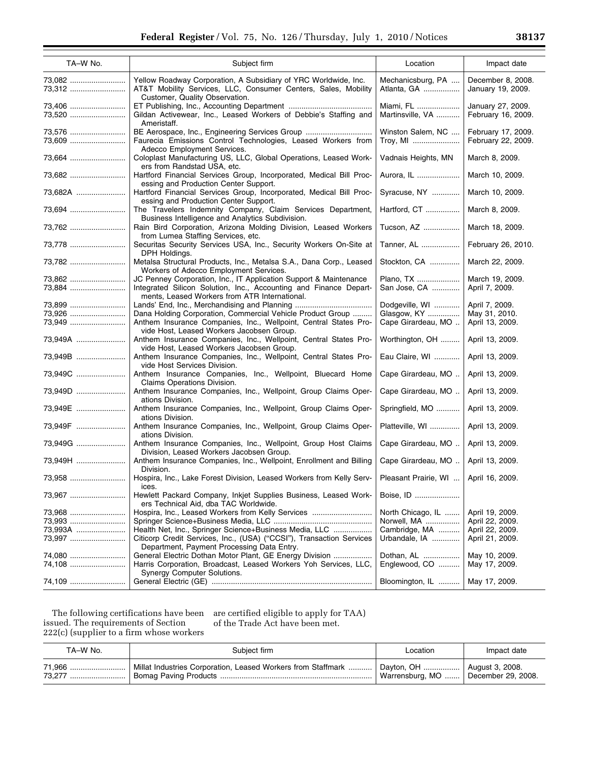| TA–W No. | Subject firm | Location | Impact date |
|---|---|---|---|
| 73,082 | Yellow Roadway Corporation, A Subsidiary of YRC Worldwide, Inc. | Mechanicsburg, PA | December 8, 2008. |
| 73,312 | AT&T Mobility Services, LLC, Consumer Centers, Sales, Mobility Customer, Quality Observation. | Atlanta, GA | January 19, 2009. |
| 73,406 | ET Publishing, Inc., Accounting Department | Miami, FL | January 27, 2009. |
| 73,520 | Gildan Activewear, Inc., Leased Workers of Debbie's Staffing and Ameristaff. | Martinsville, VA | February 16, 2009. |
| 73,576 | BE Aerospace, Inc., Engineering Services Group | Winston Salem, NC | February 17, 2009. |
| 73,609 | Faurecia Emissions Control Technologies, Leased Workers from Adecco Employment Services. | Troy, MI | February 22, 2009. |
| 73,664 | Coloplast Manufacturing US, LLC, Global Operations, Leased Workers from Randstad USA, etc. | Vadnais Heights, MN | March 8, 2009. |
| 73,682 | Hartford Financial Services Group, Incorporated, Medical Bill Processing and Production Center Support. | Aurora, IL | March 10, 2009. |
| 73,682A | Hartford Financial Services Group, Incorporated, Medical Bill Processing and Production Center Support. | Syracuse, NY | March 10, 2009. |
| 73,694 | The Travelers Indemnity Company, Claim Services Department, Business Intelligence and Analytics Subdivision. | Hartford, CT | March 8, 2009. |
| 73,762 | Rain Bird Corporation, Arizona Molding Division, Leased Workers from Lumea Staffing Services, etc. | Tucson, AZ | March 18, 2009. |
| 73,778 | Securitas Security Services USA, Inc., Security Workers On-Site at DPH Holdings. | Tanner, AL | February 26, 2010. |
| 73,782 | Metalsa Structural Products, Inc., Metalsa S.A., Dana Corp., Leased Workers of Adecco Employment Services. | Stockton, CA | March 22, 2009. |
| 73,862 | JC Penney Corporation, Inc., IT Application Support & Maintenance | Plano, TX | March 19, 2009. |
| 73,884 | Integrated Silicon Solution, Inc., Accounting and Finance Departments, Leased Workers from ATR International. | San Jose, CA | April 7, 2009. |
| 73,899 | Lands' End, Inc., Merchandising and Planning | Dodgeville, WI | April 7, 2009. |
| 73,926 | Dana Holding Corporation, Commercial Vehicle Product Group | Glasgow, KY | May 31, 2010. |
| 73,949 | Anthem Insurance Companies, Inc., Wellpoint, Central States Provide Host, Leased Workers Jacobsen Group. | Cape Girardeau, MO | April 13, 2009. |
| 73,949A | Anthem Insurance Companies, Inc., Wellpoint, Central States Provide Host, Leased Workers Jacobsen Group. | Worthington, OH | April 13, 2009. |
| 73,949B | Anthem Insurance Companies, Inc., Wellpoint, Central States Provide Host Services Division. | Eau Claire, WI | April 13, 2009. |
| 73,949C | Anthem Insurance Companies, Inc., Wellpoint, Bluecard Home Claims Operations Division. | Cape Girardeau, MO | April 13, 2009. |
| 73,949D | Anthem Insurance Companies, Inc., Wellpoint, Group Claims Operations Division. | Cape Girardeau, MO | April 13, 2009. |
| 73,949E | Anthem Insurance Companies, Inc., Wellpoint, Group Claims Operations Division. | Springfield, MO | April 13, 2009. |
| 73,949F | Anthem Insurance Companies, Inc., Wellpoint, Group Claims Operations Division. | Platteville, WI | April 13, 2009. |
| 73,949G | Anthem Insurance Companies, Inc., Wellpoint, Group Host Claims Division, Leased Workers Jacobsen Group. | Cape Girardeau, MO | April 13, 2009. |
| 73,949H | Anthem Insurance Companies, Inc., Wellpoint, Enrollment and Billing Division. | Cape Girardeau, MO | April 13, 2009. |
| 73,958 | Hospira, Inc., Lake Forest Division, Leased Workers from Kelly Services. | Pleasant Prairie, WI | April 16, 2009. |
| 73,967 | Hewlett Packard Company, Inkjet Supplies Business, Leased Workers Technical Aid, dba TAC Worldwide. | Boise, ID | |
| 73,968 | Hospira, Inc., Leased Workers from Kelly Services | North Chicago, IL | April 19, 2009. |
| 73,993 | Springer Science+Business Media, LLC | Norwell, MA | April 22, 2009. |
| 73,993A | Health Net, Inc., Springer Science+Business Media, LLC | Cambridge, MA | April 22, 2009. |
| 73,997 | Citicorp Credit Services, Inc., (USA) ("CCSI"), Transaction Services Department, Payment Processing Data Entry. | Urbandale, IA | April 21, 2009. |
| 74,080 | General Electric Dothan Motor Plant, GE Energy Division | Dothan, AL | May 10, 2009. |
| 74,108 | Harris Corporation, Broadcast, Leased Workers Yoh Services, LLC, Synergy Computer Solutions. | Englewood, CO | May 17, 2009. |
| 74,109 | General Electric (GE) | Bloomington, IL | May 17, 2009. |

The following certifications have been issued. The requirements of Section 222(c) (supplier to a firm whose workers are certified eligible to apply for TAA) of the Trade Act have been met.

| TA–W No. | Subject firm | Location | Impact date |
|---|---|---|---|
| 71,966 | Millat Industries Corporation, Leased Workers from Staffmark | Dayton, OH | August 3, 2008. |
| 73,277 | Bomag Paving Products | Warrensburg, MO | December 29, 2008. |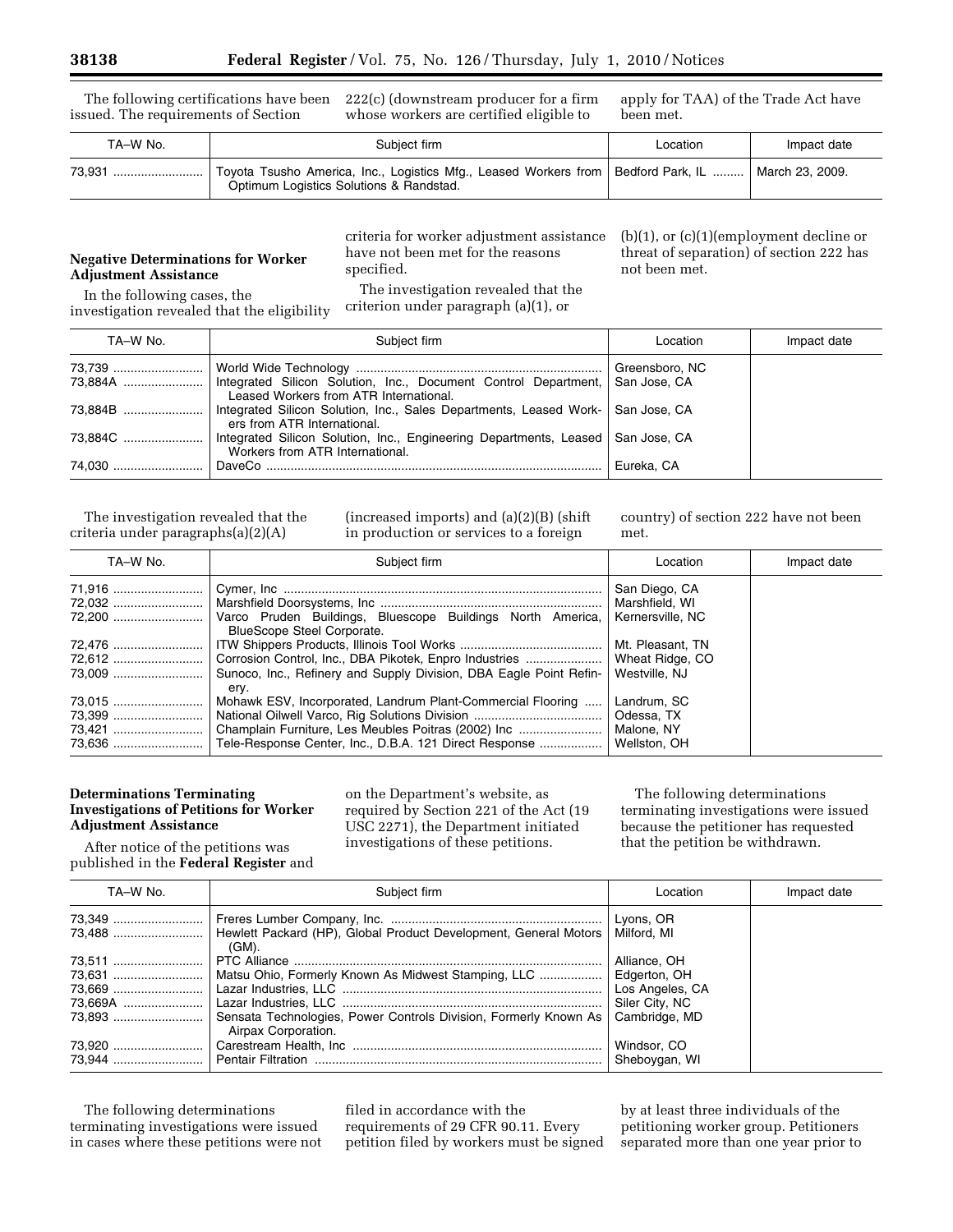The following certifications have been issued. The requirements of Section 222(c) (downstream producer for a firm whose workers are certified eligible to apply for TAA) of the Trade Act have been met.

| TA–W No. | Subject firm | Location | Impact date |
|---|---|---|---|
| 73,931 | Toyota Tsusho America, Inc., Logistics Mfg., Leased Workers from Optimum Logistics Solutions & Randstad. | Bedford Park, IL | March 23, 2009. |

**Negative Determinations for Worker Adjustment Assistance**

In the following cases, the investigation revealed that the eligibility criteria for worker adjustment assistance have not been met for the reasons specified.

The investigation revealed that the criterion under paragraph (a)(1), or (b)(1), or (c)(1)(employment decline or threat of separation) of section 222 has not been met.

| TA–W No. | Subject firm | Location | Impact date |
|---|---|---|---|
| 73,739 | World Wide Technology | Greensboro, NC | |
| 73,884A | Integrated Silicon Solution, Inc., Document Control Department, Leased Workers from ATR International. | San Jose, CA | |
| 73,884B | Integrated Silicon Solution, Inc., Sales Department, Leased Workers from ATR International. | San Jose, CA | |
| 73,884C | Integrated Silicon Solution, Inc., Engineering Departments, Leased Workers from ATR International. | San Jose, CA | |
| 74,030 | DaveCo | Eureka, CA | |

The investigation revealed that the criteria under paragraphs(a)(2)(A) (increased imports) and (a)(2)(B) (shift in production or services to a foreign country) of section 222 have not been met.

| TA–W No. | Subject firm | Location | Impact date |
|---|---|---|---|
| 71,916 | Cymer, Inc | San Diego, CA | |
| 72,032 | Marshfield Doorsystems, Inc | Marshfield, WI | |
| 72,200 | Varco Pruden Buildings, Bluescope Buildings North America, BlueScope Steel Corporate. | Kernersville, NC | |
| 72,476 | ITW Shippers Products, Illinois Tool Works | Mt. Pleasant, TN | |
| 72,612 | Corrosion Control, Inc., DBA Pikotek, Enpro Industries | Wheat Ridge, CO | |
| 73,009 | Sunoco, Inc., Refinery and Supply Division, DBA Eagle Point Refinery. | Westville, NJ | |
| 73,015 | Mohawk ESV, Incorporated, Landrum Plant-Commercial Flooring | Landrum, SC | |
| 73,399 | National Oilwell Varco, Rig Solutions Division | Odessa, TX | |
| 73,421 | Champlain Furniture, Les Meubles Poitras (2002) Inc | Malone, NY | |
| 73,636 | Tele-Response Center, Inc., D.B.A. 121 Direct Response | Wellston, OH | |

**Determinations Terminating Investigations of Petitions for Worker Adjustment Assistance**

After notice of the petitions was published in the **Federal Register** and on the Department's website, as required by Section 221 of the Act (19 USC 2271), the Department initiated investigations of these petitions.

The following determinations terminating investigations were issued because the petitioner has requested that the petition be withdrawn.

| TA–W No. | Subject firm | Location | Impact date |
|---|---|---|---|
| 73,349 | Freres Lumber Company, Inc. | Lyons, OR | |
| 73,488 | Hewlett Packard (HP), Global Product Development, General Motors (GM). | Milford, MI | |
| 73,511 | PTC Alliance | Alliance, OH | |
| 73,631 | Matsu Ohio, Formerly Known As Midwest Stamping, LLC | Edgerton, OH | |
| 73,669 | Lazar Industries, LLC | Los Angeles, CA | |
| 73,669A | Lazar Industries, LLC | Siler City, NC | |
| 73,893 | Sensata Technologies, Power Controls Division, Formerly Known As Airpax Corporation. | Cambridge, MD | |
| 73,920 | Carestream Health, Inc | Windsor, CO | |
| 73,944 | Pentair Filtration | Sheboygan, WI | |

The following determinations terminating investigations were issued in cases where these petitions were not filed in accordance with the requirements of 29 CFR 90.11. Every petition filed by workers must be signed by at least three individuals of the petitioning worker group. Petitioners separated more than one year prior to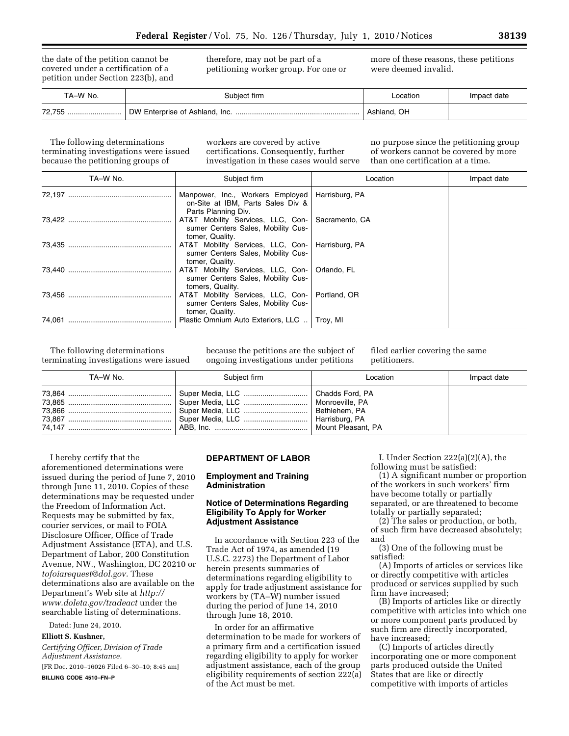the date of the petition cannot be covered under a certification of a petition under Section 223(b), and therefore, may not be part of a petitioning worker group. For one or more of these reasons, these petitions were deemed invalid.

| TA–W No. | Subject firm | Location | Impact date |
|---|---|---|---|
| 72,755 | DW Enterprise of Ashland, Inc. | Ashland, OH | |

The following determinations terminating investigations were issued because the petitioning groups of workers are covered by active certifications. Consequently, further investigation in these cases would serve no purpose since the petitioning group of workers cannot be covered by more than one certification at a time.

| TA–W No. | Subject firm | Location | Impact date |
|---|---|---|---|
| 72,197 | Manpower, Inc., Workers Employed on-Site at IBM, Parts Sales Div & Parts Planning Div. | Harrisburg, PA | |
| 73,422 | AT&T Mobility Services, LLC, Consumer Centers Sales, Mobility Customer, Quality. | Sacramento, CA | |
| 73,435 | AT&T Mobility Services, LLC, Consumer Centers Sales, Mobility Customer, Quality. | Harrisburg, PA | |
| 73,440 | AT&T Mobility Services, LLC, Consumer Centers Sales, Mobility Customers, Quality. | Orlando, FL | |
| 73,456 | AT&T Mobility Services, LLC, Consumer Centers Sales, Mobility Customer, Quality. | Portland, OR | |
| 74,061 | Plastic Omnium Auto Exteriors, LLC | Troy, MI | |

The following determinations terminating investigations were issued because the petitions are the subject of ongoing investigations under petitions filed earlier covering the same petitioners.

| TA–W No. | Subject firm | Location | Impact date |
|---|---|---|---|
| 73,864 | Super Media, LLC | Chadds Ford, PA | |
| 73,865 | Super Media, LLC | Monroeville, PA | |
| 73,866 | Super Media, LLC | Bethlehem, PA | |
| 73,867 | Super Media, LLC | Harrisburg, PA | |
| 74,147 | ABB, Inc. | Mount Pleasant, PA | |

I hereby certify that the aforementioned determinations were issued during the period of June 7, 2010 through June 11, 2010. Copies of these determinations may be requested under the Freedom of Information Act. Requests may be submitted by fax, courier services, or mail to FOIA Disclosure Officer, Office of Trade Adjustment Assistance (ETA), and U.S. Department of Labor, 200 Constitution Avenue, NW., Washington, DC 20210 or *tofoiarequest@dol.gov.* These determinations also are available on the Department's Web site at *http://www.doleta.gov/tradeact* under the searchable listing of determinations.

Dated: June 24, 2010.

**Elliott S. Kushner,**

*Certifying Officer, Division of Trade Adjustment Assistance.*

[FR Doc. 2010–16026 Filed 6–30–10; 8:45 am]

**BILLING CODE 4510–FN–P**

## DEPARTMENT OF LABOR

### Employment and Training Administration

### Notice of Determinations Regarding Eligibility To Apply for Worker Adjustment Assistance

In accordance with Section 223 of the Trade Act of 1974, as amended (19 U.S.C. 2273) the Department of Labor herein presents summaries of determinations regarding eligibility to apply for trade adjustment assistance for workers by (TA–W) number issued during the period of June 14, 2010 through June 18, 2010.

In order for an affirmative determination to be made for workers of a primary firm and a certification issued regarding eligibility to apply for worker adjustment assistance, each of the group eligibility requirements of section 222(a) of the Act must be met.

I. Under Section 222(a)(2)(A), the following must be satisfied:

(1) A significant number or proportion of the workers in such workers' firm have become totally or partially separated, or are threatened to become totally or partially separated;

(2) The sales or production, or both, of such firm have decreased absolutely; and

(3) One of the following must be satisfied:

(A) Imports of articles or services like or directly competitive with articles produced or services supplied by such firm have increased;

(B) Imports of articles like or directly competitive with articles into which one or more component parts produced by such firm are directly incorporated, have increased;

(C) Imports of articles directly incorporating one or more component parts produced outside the United States that are like or directly competitive with imports of articles